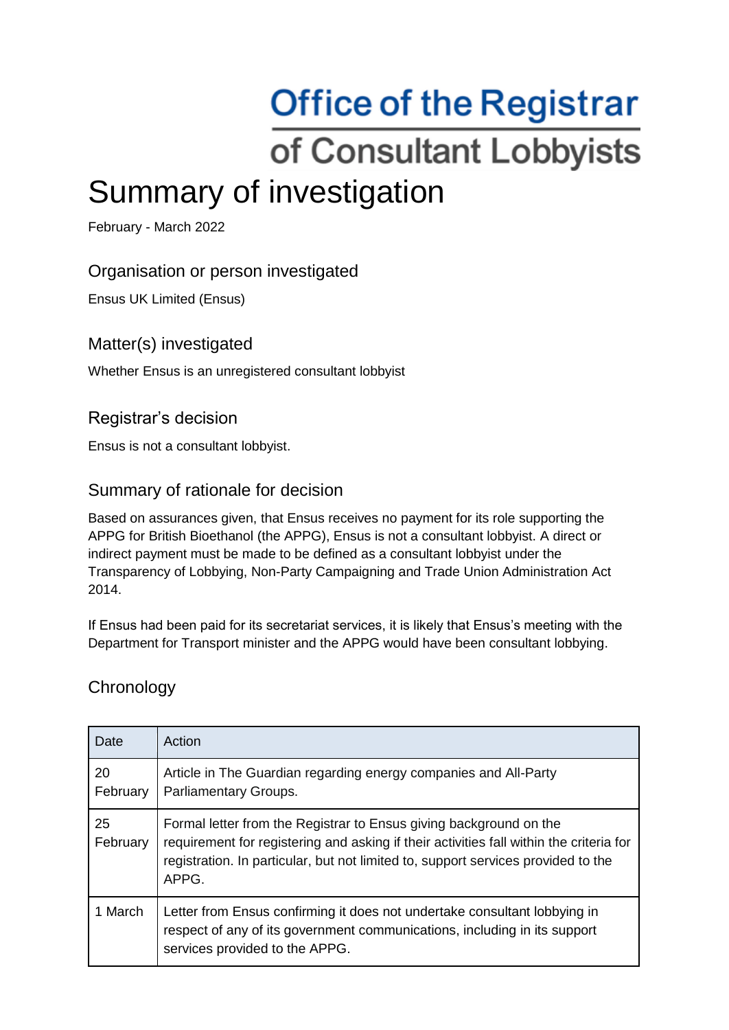# Office of the Registrar of Consultant Lobbyists

# Summary of investigation

February - March 2022

## Organisation or person investigated

Ensus UK Limited (Ensus)

## Matter(s) investigated

Whether Ensus is an unregistered consultant lobbyist

## Registrar's decision

Ensus is not a consultant lobbyist.

## Summary of rationale for decision

Based on assurances given, that Ensus receives no payment for its role supporting the APPG for British Bioethanol (the APPG), Ensus is not a consultant lobbyist. A direct or indirect payment must be made to be defined as a consultant lobbyist under the Transparency of Lobbying, Non-Party Campaigning and Trade Union Administration Act 2014.

If Ensus had been paid for its secretariat services, it is likely that Ensus's meeting with the Department for Transport minister and the APPG would have been consultant lobbying.

## Chronology

| Date | Action |
| --- | --- |
| 20 February | Article in The Guardian regarding energy companies and All-Party Parliamentary Groups. |
| 25 February | Formal letter from the Registrar to Ensus giving background on the requirement for registering and asking if their activities fall within the criteria for registration. In particular, but not limited to, support services provided to the APPG. |
| 1 March | Letter from Ensus confirming it does not undertake consultant lobbying in respect of any of its government communications, including in its support services provided to the APPG. |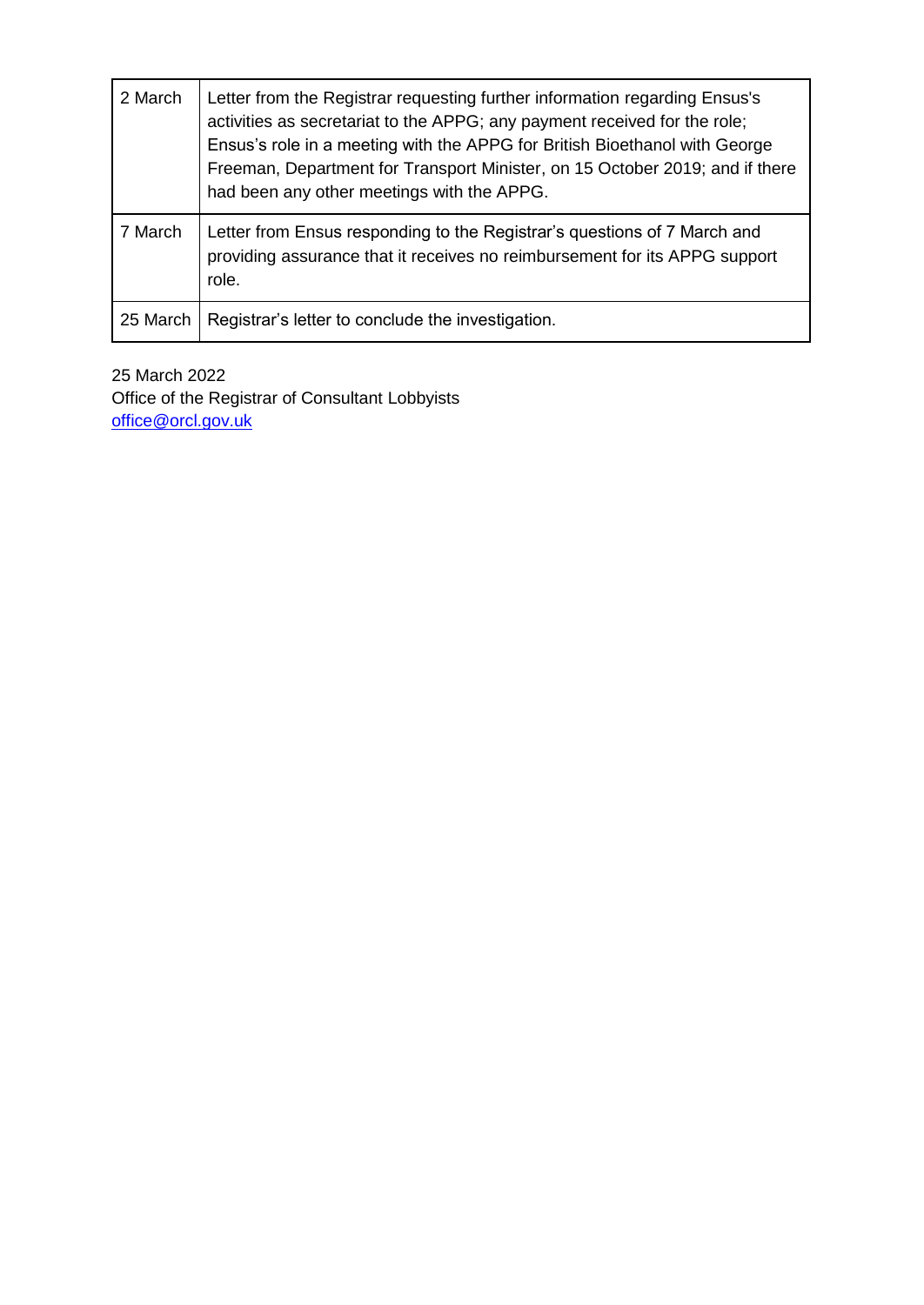| | |
|---|---|
| 2 March | Letter from the Registrar requesting further information regarding Ensus's activities as secretariat to the APPG; any payment received for the role; Ensus's role in a meeting with the APPG for British Bioethanol with George Freeman, Department for Transport Minister, on 15 October 2019; and if there had been any other meetings with the APPG. |
| 7 March | Letter from Ensus responding to the Registrar's questions of 7 March and providing assurance that it receives no reimbursement for its APPG support role. |
| 25 March | Registrar's letter to conclude the investigation. |

25 March 2022
Office of the Registrar of Consultant Lobbyists
office@orcl.gov.uk